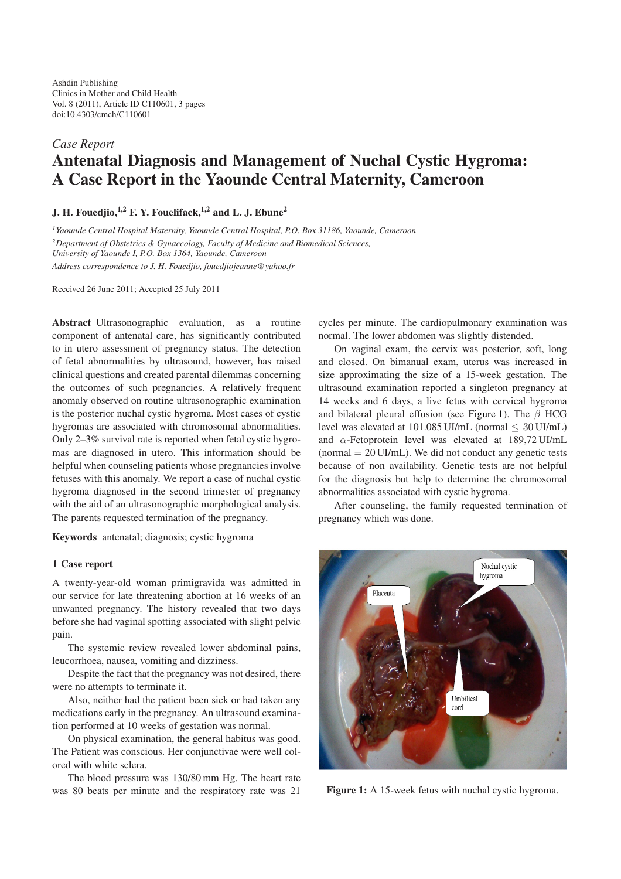Ashdin Publishing
Clinics in Mother and Child Health
Vol. 8 (2011), Article ID C110601, 3 pages
doi:10.4303/cmch/C110601

*Case Report*

# Antenatal Diagnosis and Management of Nuchal Cystic Hygroma: A Case Report in the Yaounde Central Maternity, Cameroon

**J. H. Fouedjio,[1,2] F. Y. Fouelifack,[1,2] and L. J. Ebune[2]**

[1] *Yaounde Central Hospital Maternity, Yaounde Central Hospital, P.O. Box 31186, Yaounde, Cameroon*
[2] *Department of Obstetrics & Gynaecology, Faculty of Medicine and Biomedical Sciences, University of Yaounde I, P.O. Box 1364, Yaounde, Cameroon*
*Address correspondence to J. H. Fouedjio, fouedjiojeanne@yahoo.fr*

Received 26 June 2011; Accepted 25 July 2011

**Abstract** Ultrasonographic evaluation, as a routine component of antenatal care, has significantly contributed to in utero assessment of pregnancy status. The detection of fetal abnormalities by ultrasound, however, has raised clinical questions and created parental dilemmas concerning the outcomes of such pregnancies. A relatively frequent anomaly observed on routine ultrasonographic examination is the posterior nuchal cystic hygroma. Most cases of cystic hygromas are associated with chromosomal abnormalities. Only 2–3% survival rate is reported when fetal cystic hygromas are diagnosed in utero. This information should be helpful when counseling patients whose pregnancies involve fetuses with this anomaly. We report a case of nuchal cystic hygroma diagnosed in the second trimester of pregnancy with the aid of an ultrasonographic morphological analysis. The parents requested termination of the pregnancy.

**Keywords** antenatal; diagnosis; cystic hygroma

## 1 Case report

A twenty-year-old woman primigravida was admitted in our service for late threatening abortion at 16 weeks of an unwanted pregnancy. The history revealed that two days before she had vaginal spotting associated with slight pelvic pain.

The systemic review revealed lower abdominal pains, leucorrhoea, nausea, vomiting and dizziness.

Despite the fact that the pregnancy was not desired, there were no attempts to terminate it.

Also, neither had the patient been sick or had taken any medications early in the pregnancy. An ultrasound examination performed at 10 weeks of gestation was normal.

On physical examination, the general habitus was good. The Patient was conscious. Her conjunctivae were well colored with white sclera.

The blood pressure was 130/80 mm Hg. The heart rate was 80 beats per minute and the respiratory rate was 21 cycles per minute. The cardiopulmonary examination was normal. The lower abdomen was slightly distended.

On vaginal exam, the cervix was posterior, soft, long and closed. On bimanual exam, uterus was increased in size approximating the size of a 15-week gestation. The ultrasound examination reported a singleton pregnancy at 14 weeks and 6 days, a live fetus with cervical hygroma and bilateral pleural effusion (see Figure 1). The $\beta$ HCG level was elevated at 101.085 UI/mL (normal $\leq$ 30 UI/mL) and $\alpha$-Fetoprotein level was elevated at 189,72 UI/mL (normal = 20 UI/mL). We did not conduct any genetic tests because of non availability. Genetic tests are not helpful for the diagnosis but help to determine the chromosomal abnormalities associated with cystic hygroma.

After counseling, the family requested termination of pregnancy which was done.

Placenta

Nuchal cystic hygroma

Umbilical cord

**Figure 1:** A 15-week fetus with nuchal cystic hygroma.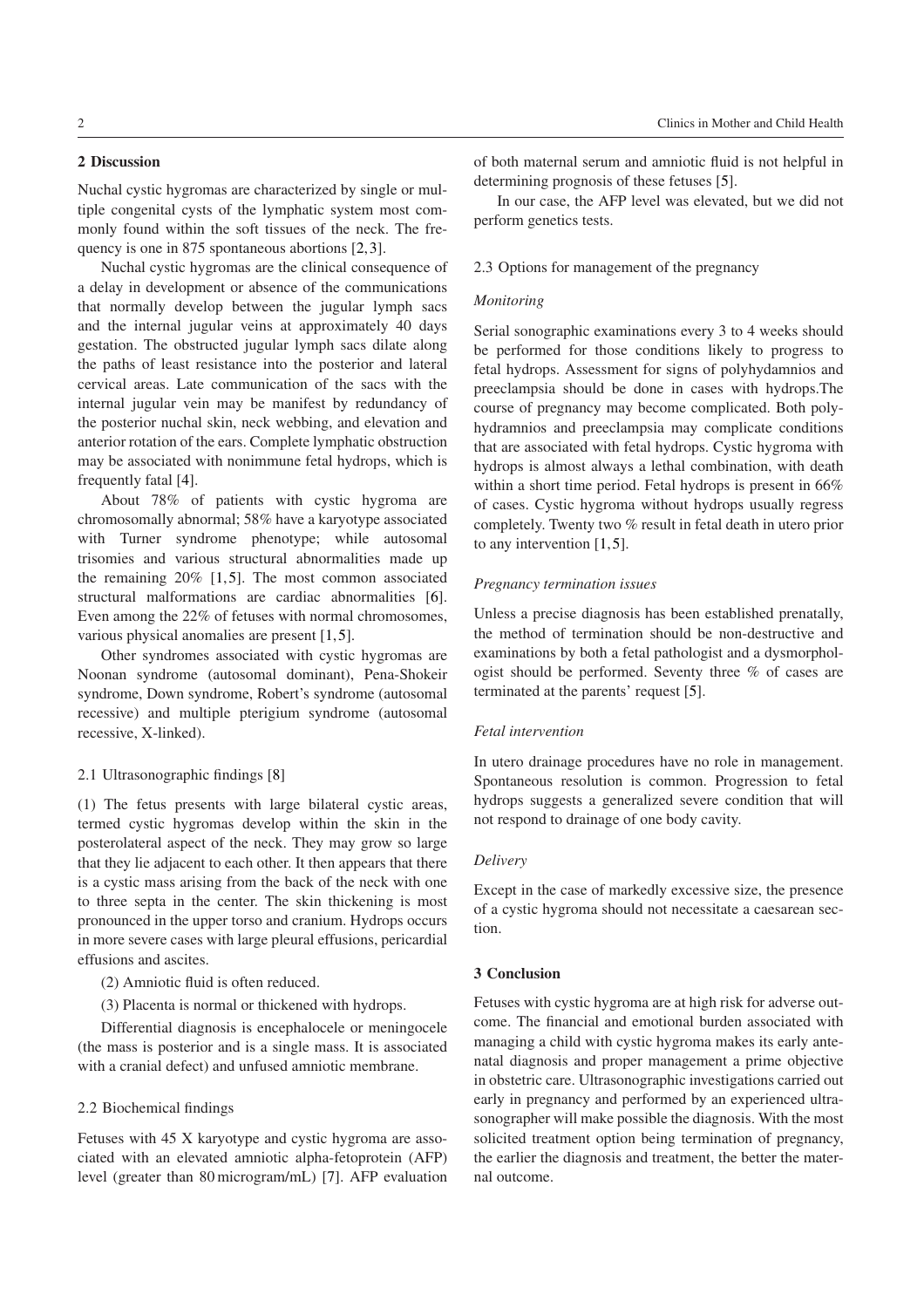## 2 Discussion

Nuchal cystic hygromas are characterized by single or multiple congenital cysts of the lymphatic system most commonly found within the soft tissues of the neck. The frequency is one in 875 spontaneous abortions [2,3].

Nuchal cystic hygromas are the clinical consequence of a delay in development or absence of the communications that normally develop between the jugular lymph sacs and the internal jugular veins at approximately 40 days gestation. The obstructed jugular lymph sacs dilate along the paths of least resistance into the posterior and lateral cervical areas. Late communication of the sacs with the internal jugular vein may be manifest by redundancy of the posterior nuchal skin, neck webbing, and elevation and anterior rotation of the ears. Complete lymphatic obstruction may be associated with nonimmune fetal hydrops, which is frequently fatal [4].

About 78% of patients with cystic hygroma are chromosomally abnormal; 58% have a karyotype associated with Turner syndrome phenotype; while autosomal trisomies and various structural abnormalities made up the remaining 20% [1,5]. The most common associated structural malformations are cardiac abnormalities [6]. Even among the 22% of fetuses with normal chromosomes, various physical anomalies are present [1,5].

Other syndromes associated with cystic hygromas are Noonan syndrome (autosomal dominant), Pena-Shokeir syndrome, Down syndrome, Robert's syndrome (autosomal recessive) and multiple pterigium syndrome (autosomal recessive, X-linked).

### 2.1 Ultrasonographic findings [8]

(1) The fetus presents with large bilateral cystic areas, termed cystic hygromas develop within the skin in the posterolateral aspect of the neck. They may grow so large that they lie adjacent to each other. It then appears that there is a cystic mass arising from the back of the neck with one to three septa in the center. The skin thickening is most pronounced in the upper torso and cranium. Hydrops occurs in more severe cases with large pleural effusions, pericardial effusions and ascites.

(2) Amniotic fluid is often reduced.

(3) Placenta is normal or thickened with hydrops.

Differential diagnosis is encephalocele or meningocele (the mass is posterior and is a single mass. It is associated with a cranial defect) and unfused amniotic membrane.

### 2.2 Biochemical findings

Fetuses with 45 X karyotype and cystic hygroma are associated with an elevated amniotic alpha-fetoprotein (AFP) level (greater than 80 microgram/mL) [7]. AFP evaluation of both maternal serum and amniotic fluid is not helpful in determining prognosis of these fetuses [5].

In our case, the AFP level was elevated, but we did not perform genetics tests.

### 2.3 Options for management of the pregnancy

*Monitoring*

Serial sonographic examinations every 3 to 4 weeks should be performed for those conditions likely to progress to fetal hydrops. Assessment for signs of polyhydamnios and preeclampsia should be done in cases with hydrops.The course of pregnancy may become complicated. Both polyhydramnios and preeclampsia may complicate conditions that are associated with fetal hydrops. Cystic hygroma with hydrops is almost always a lethal combination, with death within a short time period. Fetal hydrops is present in 66% of cases. Cystic hygroma without hydrops usually regress completely. Twenty two % result in fetal death in utero prior to any intervention [1,5].

*Pregnancy termination issues*

Unless a precise diagnosis has been established prenatally, the method of termination should be non-destructive and examinations by both a fetal pathologist and a dysmorphologist should be performed. Seventy three % of cases are terminated at the parents' request [5].

*Fetal intervention*

In utero drainage procedures have no role in management. Spontaneous resolution is common. Progression to fetal hydrops suggests a generalized severe condition that will not respond to drainage of one body cavity.

*Delivery*

Except in the case of markedly excessive size, the presence of a cystic hygroma should not necessitate a caesarean section.

## 3 Conclusion

Fetuses with cystic hygroma are at high risk for adverse outcome. The financial and emotional burden associated with managing a child with cystic hygroma makes its early antenatal diagnosis and proper management a prime objective in obstetric care. Ultrasonographic investigations carried out early in pregnancy and performed by an experienced ultrasonographer will make possible the diagnosis. With the most solicited treatment option being termination of pregnancy, the earlier the diagnosis and treatment, the better the maternal outcome.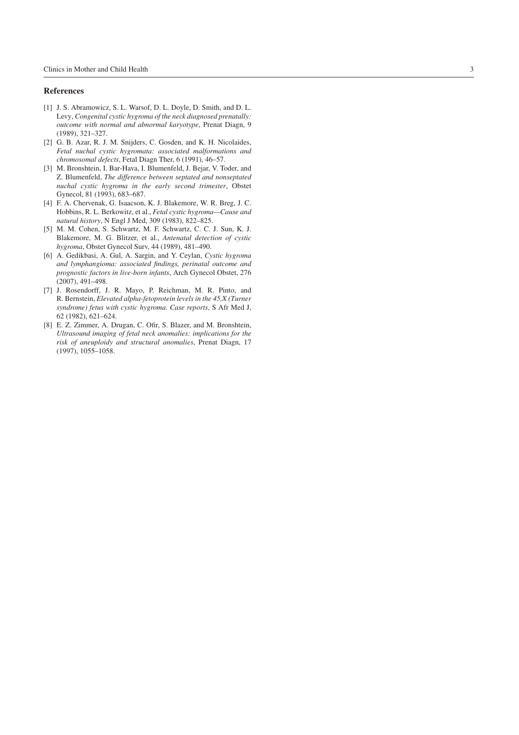## References

[1] J. S. Abramowicz, S. L. Warsof, D. L. Doyle, D. Smith, and D. L. Levy, *Congenital cystic hygroma of the neck diagnosed prenatally: outcome with normal and abnormal karyotype*, Prenat Diagn, 9 (1989), 321–327.

[2] G. B. Azar, R. J. M. Snijders, C. Gosden, and K. H. Nicolaides, *Fetal nuchal cystic hygromata: associated malformations and chromosomal defects*, Fetal Diagn Ther, 6 (1991), 46–57.

[3] M. Bronshtein, I. Bar-Hava, I. Blumenfeld, J. Bejar, V. Toder, and Z. Blumenfeld, *The difference between septated and nonseptated nuchal cystic hygroma in the early second trimester*, Obstet Gynecol, 81 (1993), 683–687.

[4] F. A. Chervenak, G. Isaacson, K. J. Blakemore, W. R. Breg, J. C. Hobbins, R. L. Berkowitz, et al., *Fetal cystic hygroma—Cause and natural history*, N Engl J Med, 309 (1983), 822–825.

[5] M. M. Cohen, S. Schwartz, M. F. Schwartz, C. C. J. Sun, K. J. Blakemore, M. G. Blitzer, et al., *Antenatal detection of cystic hygroma*, Obstet Gynecol Surv, 44 (1989), 481–490.

[6] A. Gedikbasi, A. Gul, A. Sargin, and Y. Ceylan, *Cystic hygroma and lymphangioma: associated findings, perinatal outcome and prognostic factors in live-born infants*, Arch Gynecol Obstet, 276 (2007), 491–498.

[7] J. Rosendorff, J. R. Mayo, P. Reichman, M. R. Pinto, and R. Bernstein, *Elevated alpha-fetoprotein levels in the 45,X (Turner syndrome) fetus with cystic hygroma. Case reports*, S Afr Med J, 62 (1982), 621–624.

[8] E. Z. Zimmer, A. Drugan, C. Ofir, S. Blazer, and M. Bronshtein, *Ultrasound imaging of fetal neck anomalies: implications for the risk of aneuploidy and structural anomalies*, Prenat Diagn, 17 (1997), 1055–1058.